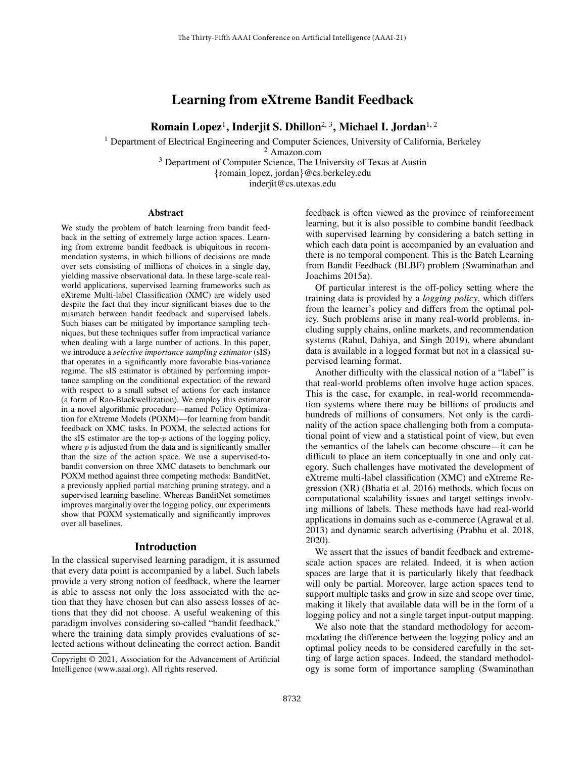# Learning from eXtreme Bandit Feedback

**Romain Lopez**[1], **Inderjit S. Dhillon**[2,3], **Michael I. Jordan**[1,2]

[1] Department of Electrical Engineering and Computer Sciences, University of California, Berkeley
[2] Amazon.com
[3] Department of Computer Science, The University of Texas at Austin
{romain_lopez, jordan}@cs.berkeley.edu
inderjit@cs.utexas.edu

## Abstract

We study the problem of batch learning from bandit feedback in the setting of extremely large action spaces. Learning from extreme bandit feedback is ubiquitous in recommendation systems, in which billions of decisions are made over sets consisting of millions of choices in a single day, yielding massive observational data. In these large-scale real-world applications, supervised learning frameworks such as eXtreme Multi-label Classification (XMC) are widely used despite the fact that they incur significant biases due to the mismatch between bandit feedback and supervised labels. Such biases can be mitigated by importance sampling techniques, but these techniques suffer from impractical variance when dealing with a large number of actions. In this paper, we introduce a *selective importance sampling estimator* (sIS) that operates in a significantly more favorable bias-variance regime. The sIS estimator is obtained by performing importance sampling on the conditional expectation of the reward with respect to a small subset of actions for each instance (a form of Rao-Blackwellization). We employ this estimator in a novel algorithmic procedure—named Policy Optimization for eXtreme Models (POXM)—for learning from bandit feedback on XMC tasks. In POXM, the selected actions for the sIS estimator are the top-$p$ actions of the logging policy, where $p$ is adjusted from the data and is significantly smaller than the size of the action space. We use a supervised-to-bandit conversion on three XMC datasets to benchmark our POXM method against three competing methods: BanditNet, a previously applied partial matching pruning strategy, and a supervised learning baseline. Whereas BanditNet sometimes improves marginally over the logging policy, our experiments show that POXM systematically and significantly improves over all baselines.

## Introduction

In the classical supervised learning paradigm, it is assumed that every data point is accompanied by a label. Such labels provide a very strong notion of feedback, where the learner is able to assess not only the loss associated with the action that they have chosen but can also assess losses of actions that they did not choose. A useful weakening of this paradigm involves considering so-called "bandit feedback," where the training data simply provides evaluations of selected actions without delineating the correct action. Bandit feedback is often viewed as the province of reinforcement learning, but it is also possible to combine bandit feedback with supervised learning by considering a batch setting in which each data point is accompanied by an evaluation and there is no temporal component. This is the Batch Learning from Bandit Feedback (BLBF) problem (Swaminathan and Joachims 2015a).

Of particular interest is the off-policy setting where the training data is provided by a *logging policy*, which differs from the learner's policy and differs from the optimal policy. Such problems arise in many real-world problems, including supply chains, online markets, and recommendation systems (Rahul, Dahiya, and Singh 2019), where abundant data is available in a logged format but not in a classical supervised learning format.

Another difficulty with the classical notion of a "label" is that real-world problems often involve huge action spaces. This is the case, for example, in real-world recommendation systems where there may be billions of products and hundreds of millions of consumers. Not only is the cardinality of the action space challenging both from a computational point of view and a statistical point of view, but even the semantics of the labels can become obscure—it can be difficult to place an item conceptually in one and only category. Such challenges have motivated the development of eXtreme multi-label classification (XMC) and eXtreme Regression (XR) (Bhatia et al. 2016) methods, which focus on computational scalability issues and target settings involving millions of labels. These methods have had real-world applications in domains such as e-commerce (Agrawal et al. 2013) and dynamic search advertising (Prabhu et al. 2018, 2020).

We assert that the issues of bandit feedback and extreme-scale action spaces are related. Indeed, it is when action spaces are large that it is particularly likely that feedback will only be partial. Moreover, large action spaces tend to support multiple tasks and grow in size and scope over time, making it likely that available data will be in the form of a logging policy and not a single target input-output mapping.

We also note that the standard methodology for accommodating the difference between the logging policy and an optimal policy needs to be considered carefully in the setting of large action spaces. Indeed, the standard methodology is some form of importance sampling (Swaminathan

Copyright © 2021, Association for the Advancement of Artificial Intelligence (www.aaai.org). All rights reserved.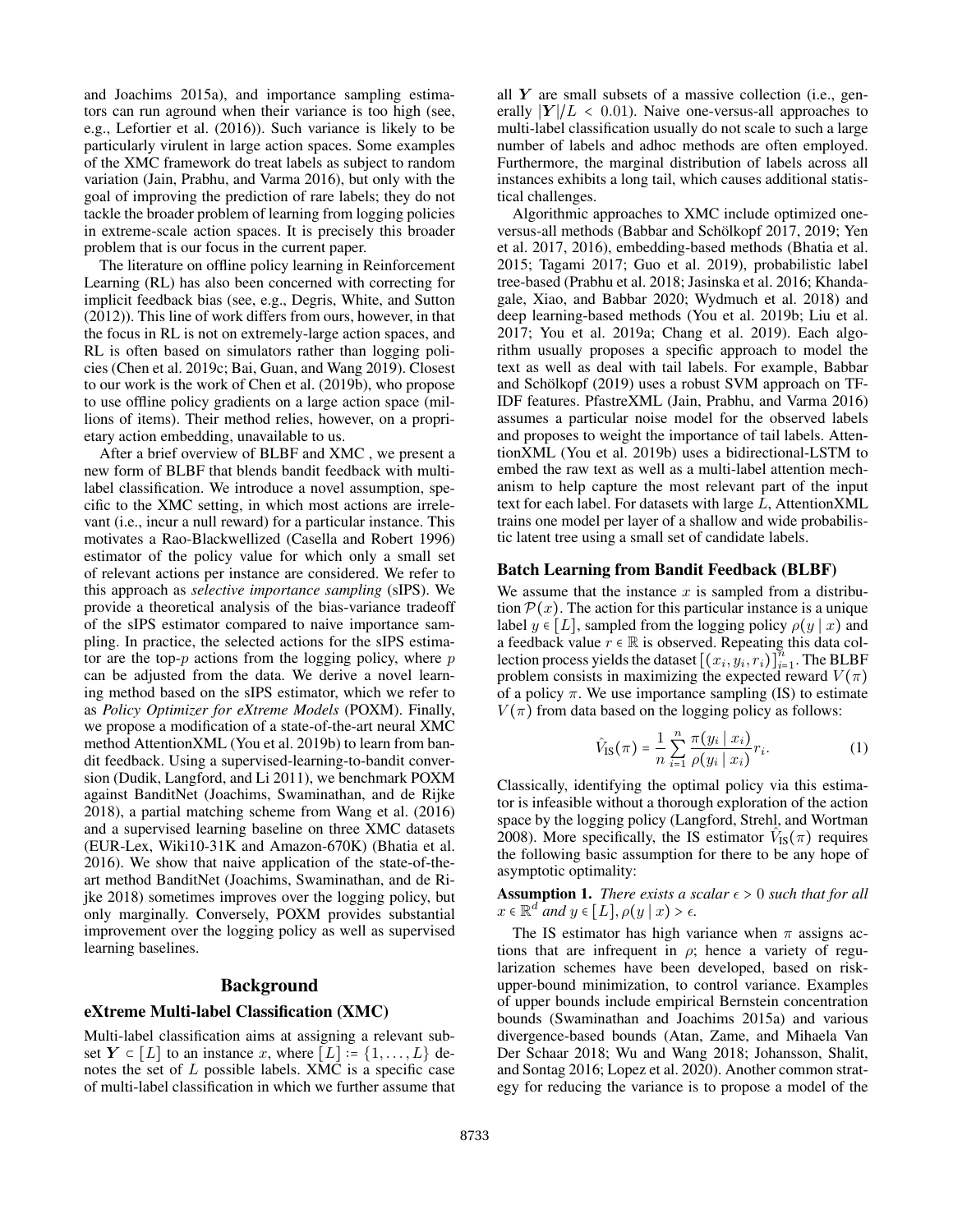and Joachims 2015a), and importance sampling estimators can run aground when their variance is too high (see, e.g., Lefortier et al. (2016)). Such variance is likely to be particularly virulent in large action spaces. Some examples of the XMC framework do treat labels as subject to random variation (Jain, Prabhu, and Varma 2016), but only with the goal of improving the prediction of rare labels; they do not tackle the broader problem of learning from logging policies in extreme-scale action spaces. It is precisely this broader problem that is our focus in the current paper.

The literature on offline policy learning in Reinforcement Learning (RL) has also been concerned with correcting for implicit feedback bias (see, e.g., Degris, White, and Sutton (2012)). This line of work differs from ours, however, in that the focus in RL is not on extremely-large action spaces, and RL is often based on simulators rather than logging policies (Chen et al. 2019c; Bai, Guan, and Wang 2019). Closest to our work is the work of Chen et al. (2019b), who propose to use offline policy gradients on a large action space (millions of items). Their method relies, however, on a proprietary action embedding, unavailable to us.

After a brief overview of BLBF and XMC , we present a new form of BLBF that blends bandit feedback with multilabel classification. We introduce a novel assumption, specific to the XMC setting, in which most actions are irrelevant (i.e., incur a null reward) for a particular instance. This motivates a Rao-Blackwellized (Casella and Robert 1996) estimator of the policy value for which only a small set of relevant actions per instance are considered. We refer to this approach as *selective importance sampling* (sIPS). We provide a theoretical analysis of the bias-variance tradeoff of the sIPS estimator compared to naive importance sampling. In practice, the selected actions for the sIPS estimator are the top-$p$ actions from the logging policy, where $p$ can be adjusted from the data. We derive a novel learning method based on the sIPS estimator, which we refer to as *Policy Optimizer for eXtreme Models* (POXM). Finally, we propose a modification of a state-of-the-art neural XMC method AttentionXML (You et al. 2019b) to learn from bandit feedback. Using a supervised-learning-to-bandit conversion (Dudik, Langford, and Li 2011), we benchmark POXM against BanditNet (Joachims, Swaminathan, and de Rijke 2018), a partial matching scheme from Wang et al. (2016) and a supervised learning baseline on three XMC datasets (EUR-Lex, Wiki10-31K and Amazon-670K) (Bhatia et al. 2016). We show that naive application of the state-of-the-art method BanditNet (Joachims, Swaminathan, and de Rijke 2018) sometimes improves over the logging policy, but only marginally. Conversely, POXM provides substantial improvement over the logging policy as well as supervised learning baselines.

# Background

## eXtreme Multi-label Classification (XMC)

Multi-label classification aims at assigning a relevant subset $\boldsymbol{Y} \subset [L]$ to an instance $x$, where $[L] := \{1, \ldots, L\}$ denotes the set of $L$ possible labels. XMC is a specific case of multi-label classification in which we further assume that all $\boldsymbol{Y}$ are small subsets of a massive collection (i.e., generally $|\boldsymbol{Y}|/L < 0.01$). Naive one-versus-all approaches to multi-label classification usually do not scale to such a large number of labels and adhoc methods are often employed. Furthermore, the marginal distribution of labels across all instances exhibits a long tail, which causes additional statistical challenges.

Algorithmic approaches to XMC include optimized one-versus-all methods (Babbar and Schölkopf 2017, 2019; Yen et al. 2017, 2016), embedding-based methods (Bhatia et al. 2015; Tagami 2017; Guo et al. 2019), probabilistic label tree-based (Prabhu et al. 2018; Jasinska et al. 2016; Khandagale, Xiao, and Babbar 2020; Wydmuch et al. 2018) and deep learning-based methods (You et al. 2019b; Liu et al. 2017; You et al. 2019a; Chang et al. 2019). Each algorithm usually proposes a specific approach to model the text as well as deal with tail labels. For example, Babbar and Schölkopf (2019) uses a robust SVM approach on TF-IDF features. PfastreXML (Jain, Prabhu, and Varma 2016) assumes a particular noise model for the observed labels and proposes to weight the importance of tail labels. AttentionXML (You et al. 2019b) uses a bidirectional-LSTM to embed the raw text as well as a multi-label attention mechanism to help capture the most relevant part of the input text for each label. For datasets with large $L$, AttentionXML trains one model per layer of a shallow and wide probabilistic latent tree using a small set of candidate labels.

## Batch Learning from Bandit Feedback (BLBF)

We assume that the instance $x$ is sampled from a distribution $\mathcal{P}(x)$. The action for this particular instance is a unique label $y \in [L]$, sampled from the logging policy $\rho(y \mid x)$ and a feedback value $r \in \mathbb{R}$ is observed. Repeating this data collection process yields the dataset $[(x_i, y_i, r_i)]_{i=1}^n$. The BLBF problem consists in maximizing the expected reward $V(\pi)$ of a policy $\pi$. We use importance sampling (IS) to estimate $V(\pi)$ from data based on the logging policy as follows:

$$\hat{V}_{\text{IS}}(\pi) = \frac{1}{n} \sum_{i=1}^{n} \frac{\pi(y_i \mid x_i)}{\rho(y_i \mid x_i)} r_i. \tag{1}$$

Classically, identifying the optimal policy via this estimator is infeasible without a thorough exploration of the action space by the logging policy (Langford, Strehl, and Wortman 2008). More specifically, the IS estimator $\hat{V}_{\text{IS}}(\pi)$ requires the following basic assumption for there to be any hope of asymptotic optimality:

**Assumption 1.** *There exists a scalar $\epsilon > 0$ such that for all $x \in \mathbb{R}^d$ and $y \in [L], \rho(y \mid x) > \epsilon$.*

The IS estimator has high variance when $\pi$ assigns actions that are infrequent in $\rho$; hence a variety of regularization schemes have been developed, based on risk-upper-bound minimization, to control variance. Examples of upper bounds include empirical Bernstein concentration bounds (Swaminathan and Joachims 2015a) and various divergence-based bounds (Atan, Zame, and Mihaela Van Der Schaar 2018; Wu and Wang 2018; Johansson, Shalit, and Sontag 2016; Lopez et al. 2020). Another common strategy for reducing the variance is to propose a model of the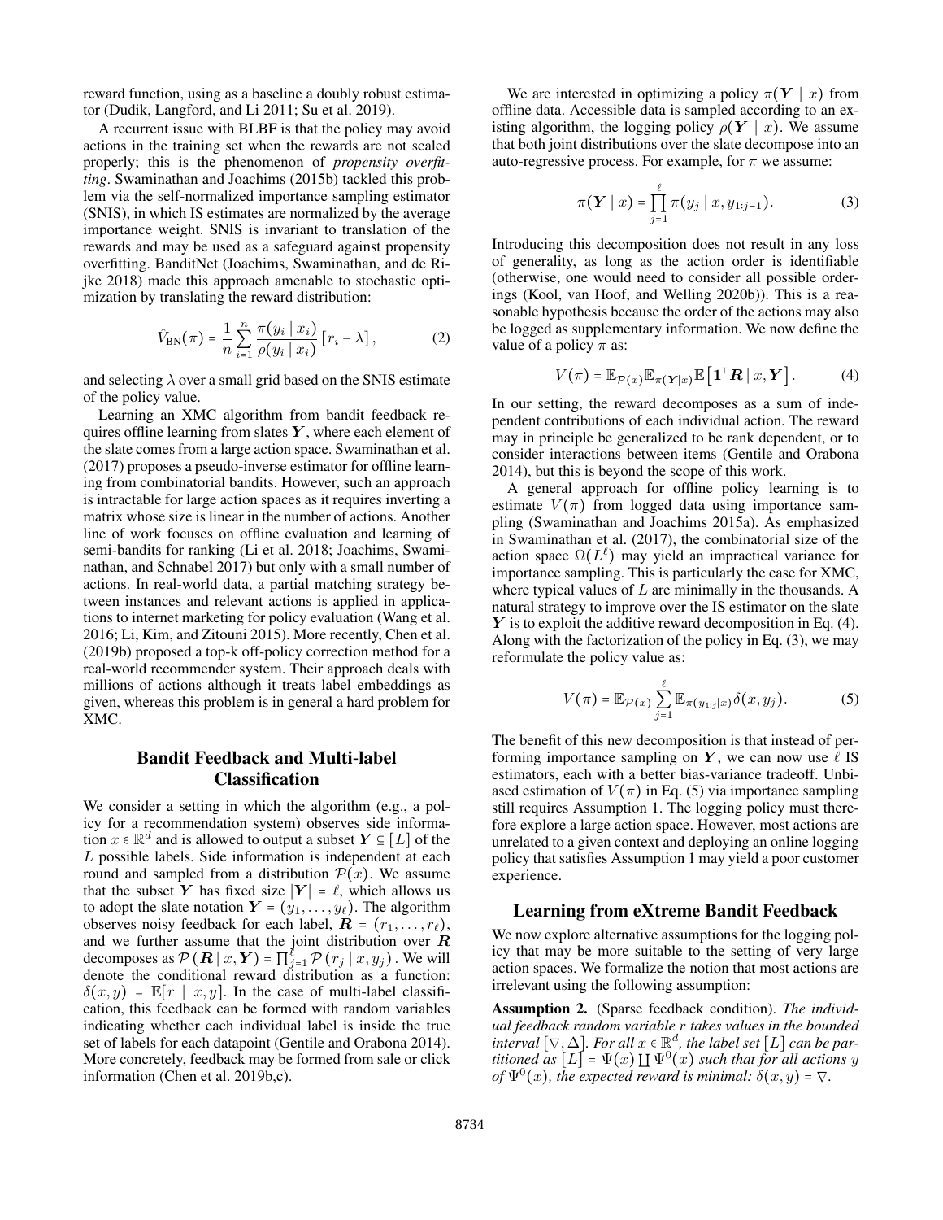reward function, using as a baseline a doubly robust estimator (Dudik, Langford, and Li 2011; Su et al. 2019).

A recurrent issue with BLBF is that the policy may avoid actions in the training set when the rewards are not scaled properly; this is the phenomenon of *propensity overfitting*. Swaminathan and Joachims (2015b) tackled this problem via the self-normalized importance sampling estimator (SNIS), in which IS estimates are normalized by the average importance weight. SNIS is invariant to translation of the rewards and may be used as a safeguard against propensity overfitting. BanditNet (Joachims, Swaminathan, and de Rijke 2018) made this approach amenable to stochastic optimization by translating the reward distribution:

$$\hat{V}_{\text{BN}}(\pi) = \frac{1}{n}\sum_{i=1}^{n}\frac{\pi(y_i \mid x_i)}{\rho(y_i \mid x_i)}\left[r_i - \lambda\right], \tag{2}$$

and selecting $\lambda$ over a small grid based on the SNIS estimate of the policy value.

Learning an XMC algorithm from bandit feedback requires offline learning from slates $\boldsymbol{Y}$, where each element of the slate comes from a large action space. Swaminathan et al. (2017) proposes a pseudo-inverse estimator for offline learning from combinatorial bandits. However, such an approach is intractable for large action spaces as it requires inverting a matrix whose size is linear in the number of actions. Another line of work focuses on offline evaluation and learning of semi-bandits for ranking (Li et al. 2018; Joachims, Swaminathan, and Schnabel 2017) but only with a small number of actions. In real-world data, a partial matching strategy between instances and relevant actions is applied in applications to internet marketing for policy evaluation (Wang et al. 2016; Li, Kim, and Zitouni 2015). More recently, Chen et al. (2019b) proposed a top-k off-policy correction method for a real-world recommender system. Their approach deals with millions of actions although it treats label embeddings as given, whereas this problem is in general a hard problem for XMC.

## Bandit Feedback and Multi-label Classification

We consider a setting in which the algorithm (e.g., a policy for a recommendation system) observes side information $x \in \mathbb{R}^d$ and is allowed to output a subset $\boldsymbol{Y} \subseteq [L]$ of the $L$ possible labels. Side information is independent at each round and sampled from a distribution $\mathcal{P}(x)$. We assume that the subset $\boldsymbol{Y}$ has fixed size $|\boldsymbol{Y}| = \ell$, which allows us to adopt the slate notation $\boldsymbol{Y} = (y_1, \ldots, y_\ell)$. The algorithm observes noisy feedback for each label, $\boldsymbol{R} = (r_1, \ldots, r_\ell)$, and we further assume that the joint distribution over $\boldsymbol{R}$ decomposes as $\mathcal{P}(\boldsymbol{R} \mid x, \boldsymbol{Y}) = \prod_{j=1}^{\ell}\mathcal{P}(r_j \mid x, y_j)$. We will denote the conditional reward distribution as a function: $\delta(x, y) = \mathbb{E}[r \mid x, y]$. In the case of multi-label classification, this feedback can be formed with random variables indicating whether each individual label is inside the true set of labels for each datapoint (Gentile and Orabona 2014). More concretely, feedback may be formed from sale or click information (Chen et al. 2019b,c).

We are interested in optimizing a policy $\pi(\boldsymbol{Y} \mid x)$ from offline data. Accessible data is sampled according to an existing algorithm, the logging policy $\rho(\boldsymbol{Y} \mid x)$. We assume that both joint distributions over the slate decompose into an auto-regressive process. For example, for $\pi$ we assume:

$$\pi(\boldsymbol{Y} \mid x) = \prod_{j=1}^{\ell}\pi(y_j \mid x, y_{1:j-1}). \tag{3}$$

Introducing this decomposition does not result in any loss of generality, as long as the action order is identifiable (otherwise, one would need to consider all possible orderings (Kool, van Hoof, and Welling 2020b)). This is a reasonable hypothesis because the order of the actions may also be logged as supplementary information. We now define the value of a policy $\pi$ as:

$$V(\pi) = \mathbb{E}_{\mathcal{P}(x)}\mathbb{E}_{\pi(\boldsymbol{Y}|x)}\mathbb{E}\left[\mathbf{1}^\top \boldsymbol{R} \mid x, \boldsymbol{Y}\right]. \tag{4}$$

In our setting, the reward decomposes as a sum of independent contributions of each individual action. The reward may in principle be generalized to be rank dependent, or to consider interactions between items (Gentile and Orabona 2014), but this is beyond the scope of this work.

A general approach for offline policy learning is to estimate $V(\pi)$ from logged data using importance sampling (Swaminathan and Joachims 2015a). As emphasized in Swaminathan et al. (2017), the combinatorial size of the action space $\Omega(L^\ell)$ may yield an impractical variance for importance sampling. This is particularly the case for XMC, where typical values of $L$ are minimally in the thousands. A natural strategy to improve over the IS estimator on the slate $\boldsymbol{Y}$ is to exploit the additive reward decomposition in Eq. (4). Along with the factorization of the policy in Eq. (3), we may reformulate the policy value as:

$$V(\pi) = \mathbb{E}_{\mathcal{P}(x)}\sum_{j=1}^{\ell}\mathbb{E}_{\pi(y_{1:j}|x)}\delta(x, y_j). \tag{5}$$

The benefit of this new decomposition is that instead of performing importance sampling on $\boldsymbol{Y}$, we can now use $\ell$ IS estimators, each with a better bias-variance tradeoff. Unbiased estimation of $V(\pi)$ in Eq. (5) via importance sampling still requires Assumption 1. The logging policy must therefore explore a large action space. However, most actions are unrelated to a given context and deploying an online logging policy that satisfies Assumption 1 may yield a poor customer experience.

## Learning from eXtreme Bandit Feedback

We now explore alternative assumptions for the logging policy that may be more suitable to the setting of very large action spaces. We formalize the notion that most actions are irrelevant using the following assumption:

**Assumption 2.** (Sparse feedback condition). *The individual feedback random variable $r$ takes values in the bounded interval $[\nabla, \Delta]$. For all $x \in \mathbb{R}^d$, the label set $[L]$ can be partitioned as $[L] = \Psi(x) \coprod \Psi^0(x)$ such that for all actions $y$ of $\Psi^0(x)$, the expected reward is minimal: $\delta(x, y) = \nabla$.*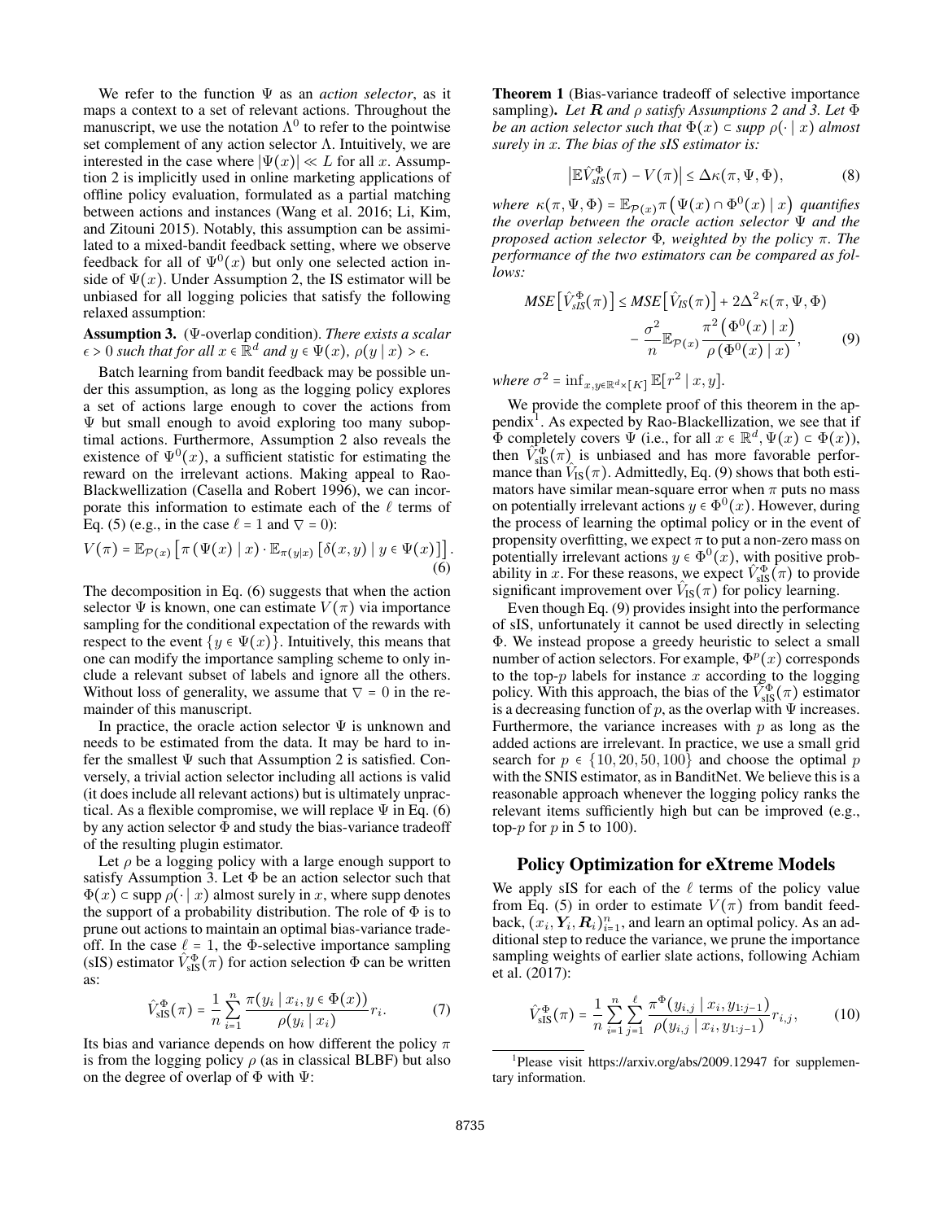We refer to the function $\Psi$ as an *action selector*, as it maps a context to a set of relevant actions. Throughout the manuscript, we use the notation $\Lambda^0$ to refer to the pointwise set complement of any action selector $\Lambda$. Intuitively, we are interested in the case where $|\Psi(x)| \ll L$ for all $x$. Assumption 2 is implicitly used in online marketing applications of offline policy evaluation, formulated as a partial matching between actions and instances (Wang et al. 2016; Li, Kim, and Zitouni 2015). Notably, this assumption can be assimilated to a mixed-bandit feedback setting, where we observe feedback for all of $\Psi^0(x)$ but only one selected action inside of $\Psi(x)$. Under Assumption 2, the IS estimator will be unbiased for all logging policies that satisfy the following relaxed assumption:

**Assumption 3.** ($\Psi$-overlap condition). *There exists a scalar $\epsilon > 0$ such that for all $x \in \mathbb{R}^d$ and $y \in \Psi(x)$, $\rho(y \mid x) > \epsilon$.*

Batch learning from bandit feedback may be possible under this assumption, as long as the logging policy explores a set of actions large enough to cover the actions from $\Psi$ but small enough to avoid exploring too many suboptimal actions. Furthermore, Assumption 2 also reveals the existence of $\Psi^0(x)$, a sufficient statistic for estimating the reward on the irrelevant actions. Making appeal to Rao-Blackwellization (Casella and Robert 1996), we can incorporate this information to estimate each of the $\ell$ terms of Eq. (5) (e.g., in the case $\ell = 1$ and $\nabla = 0$):

$$V(\pi) = \mathbb{E}_{\mathcal{P}(x)}\left[\pi\left(\Psi(x) \mid x\right) \cdot \mathbb{E}_{\pi(y|x)}\left[\delta(x, y) \mid y \in \Psi(x)\right]\right]. \tag{6}$$

The decomposition in Eq. (6) suggests that when the action selector $\Psi$ is known, one can estimate $V(\pi)$ via importance sampling for the conditional expectation of the rewards with respect to the event $\{y \in \Psi(x)\}$. Intuitively, this means that one can modify the importance sampling scheme to only include a relevant subset of labels and ignore all the others. Without loss of generality, we assume that $\nabla = 0$ in the remainder of this manuscript.

In practice, the oracle action selector $\Psi$ is unknown and needs to be estimated from the data. It may be hard to infer the smallest $\Psi$ such that Assumption 2 is satisfied. Conversely, a trivial action selector including all actions is valid (it does include all relevant actions) but is ultimately unpractical. As a flexible compromise, we will replace $\Psi$ in Eq. (6) by any action selector $\Phi$ and study the bias-variance tradeoff of the resulting plugin estimator.

Let $\rho$ be a logging policy with a large enough support to satisfy Assumption 3. Let $\Phi$ be an action selector such that $\Phi(x) \subset \text{supp}\, \rho(\cdot \mid x)$ almost surely in $x$, where supp denotes the support of a probability distribution. The role of $\Phi$ is to prune out actions to maintain an optimal bias-variance tradeoff. In the case $\ell = 1$, the $\Phi$-selective importance sampling (sIS) estimator $\hat{V}_{\text{sIS}}^{\Phi}(\pi)$ for action selection $\Phi$ can be written as:

$$\hat{V}_{\text{sIS}}^{\Phi}(\pi) = \frac{1}{n}\sum_{i=1}^{n} \frac{\pi(y_i \mid x_i, y \in \Phi(x))}{\rho(y_i \mid x_i)} r_i. \tag{7}$$

Its bias and variance depends on how different the policy $\pi$ is from the logging policy $\rho$ (as in classical BLBF) but also on the degree of overlap of $\Phi$ with $\Psi$:

**Theorem 1** (Bias-variance tradeoff of selective importance sampling). *Let $\boldsymbol{R}$ and $\rho$ satisfy Assumptions 2 and 3. Let $\Phi$ be an action selector such that $\Phi(x) \subset$ supp $\rho(\cdot \mid x)$ almost surely in $x$. The bias of the sIS estimator is:*

$$\left|\mathbb{E}\hat{V}_{sIS}^{\Phi}(\pi) - V(\pi)\right| \leq \Delta\kappa(\pi, \Psi, \Phi), \tag{8}$$

*where $\kappa(\pi, \Psi, \Phi) = \mathbb{E}_{\mathcal{P}(x)}\pi\left(\Psi(x) \cap \Phi^0(x) \mid x\right)$ quantifies the overlap between the oracle action selector $\Psi$ and the proposed action selector $\Phi$, weighted by the policy $\pi$. The performance of the two estimators can be compared as follows:*

$$MSE\left[\hat{V}_{sIS}^{\Phi}(\pi)\right] \leq MSE\left[\hat{V}_{IS}(\pi)\right] + 2\Delta^2\kappa(\pi, \Psi, \Phi) - \frac{\sigma^2}{n}\mathbb{E}_{\mathcal{P}(x)}\frac{\pi^2\left(\Phi^0(x) \mid x\right)}{\rho\left(\Phi^0(x) \mid x\right)}, \tag{9}$$

*where $\sigma^2 = \inf_{x, y \in \mathbb{R}^d \times [K]} \mathbb{E}[r^2 \mid x, y]$.*

We provide the complete proof of this theorem in the appendix[1]. As expected by Rao-Blackellization, we see that if $\Phi$ completely covers $\Psi$ (i.e., for all $x \in \mathbb{R}^d, \Psi(x) \subset \Phi(x)$), then $\hat{V}_{\text{sIS}}^{\Phi}(\pi)$ is unbiased and has more favorable performance than $\hat{V}_{\text{IS}}(\pi)$. Admittedly, Eq. (9) shows that both estimators have similar mean-square error when $\pi$ puts no mass on potentially irrelevant actions $y \in \Phi^0(x)$. However, during the process of learning the optimal policy or in the event of propensity overfitting, we expect $\pi$ to put a non-zero mass on potentially irrelevant actions $y \in \Phi^0(x)$, with positive probability in $x$. For these reasons, we expect $\hat{V}_{\text{sIS}}^{\Phi}(\pi)$ to provide significant improvement over $\hat{V}_{\text{IS}}(\pi)$ for policy learning.

Even though Eq. (9) provides insight into the performance of sIS, unfortunately it cannot be used directly in selecting $\Phi$. We instead propose a greedy heuristic to select a small number of action selectors. For example, $\Phi^p(x)$ corresponds to the top-$p$ labels for instance $x$ according to the logging policy. With this approach, the bias of the $\hat{V}_{\text{sIS}}^{\Phi}(\pi)$ estimator is a decreasing function of $p$, as the overlap with $\Psi$ increases. Furthermore, the variance increases with $p$ as long as the added actions are irrelevant. In practice, we use a small grid search for $p \in \{10, 20, 50, 100\}$ and choose the optimal $p$ with the SNIS estimator, as in BanditNet. We believe this is a reasonable approach whenever the logging policy ranks the relevant items sufficiently high but can be improved (e.g., top-$p$ for $p$ in 5 to 100).

## Policy Optimization for eXtreme Models

We apply sIS for each of the $\ell$ terms of the policy value from Eq. (5) in order to estimate $V(\pi)$ from bandit feedback, $(x_i, \boldsymbol{Y}_i, \boldsymbol{R}_i)_{i=1}^n$, and learn an optimal policy. As an additional step to reduce the variance, we prune the importance sampling weights of earlier slate actions, following Achiam et al. (2017):

$$\hat{V}_{\text{sIS}}^{\Phi}(\pi) = \frac{1}{n}\sum_{i=1}^{n}\sum_{j=1}^{\ell} \frac{\pi^{\Phi}(y_{i,j} \mid x_i, y_{1:j-1})}{\rho(y_{i,j} \mid x_i, y_{1:j-1})} r_{i,j}, \tag{10}$$

[1] Please visit https://arxiv.org/abs/2009.12947 for supplementary information.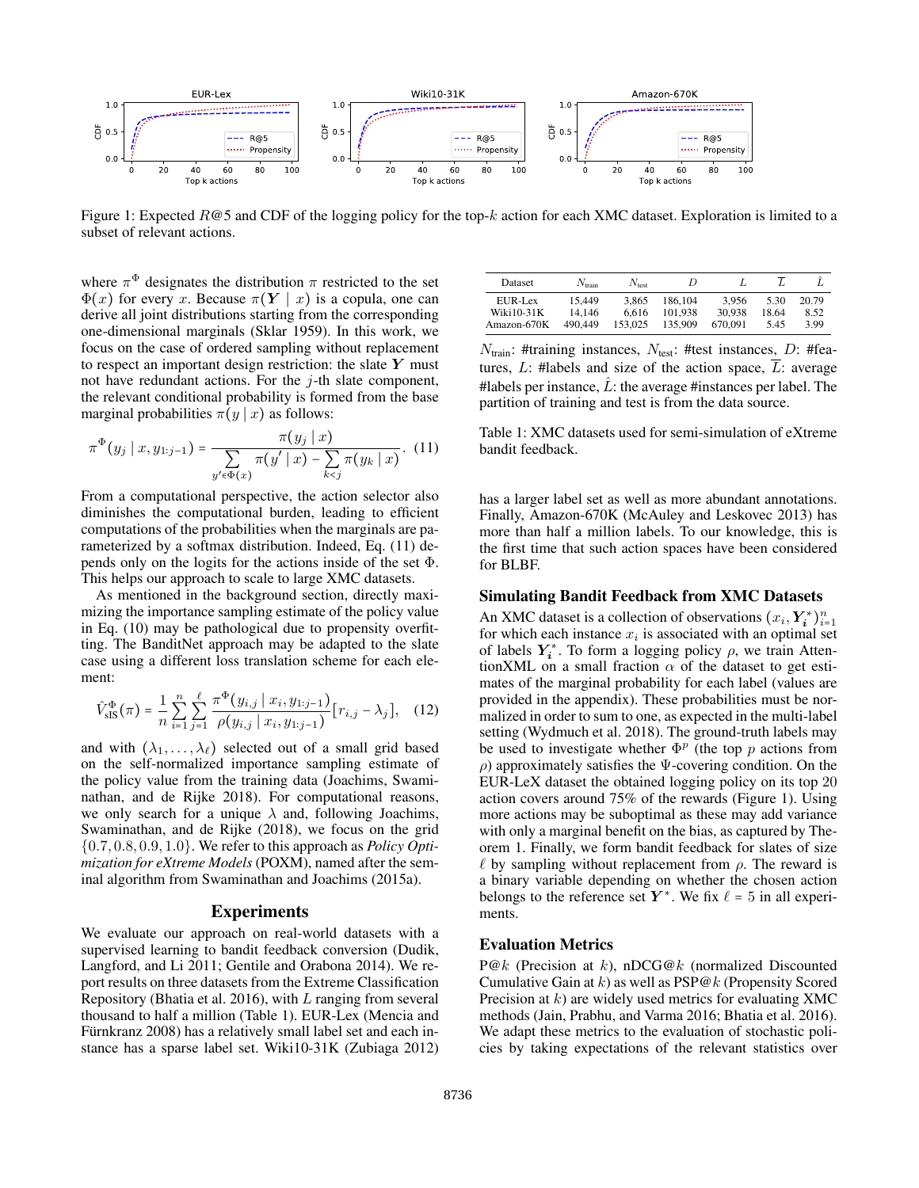Figure 1: Expected $R@5$ and CDF of the logging policy for the top-$k$ action for each XMC dataset. Exploration is limited to a subset of relevant actions.

where $\pi^\Phi$ designates the distribution $\pi$ restricted to the set $\Phi(x)$ for every $x$. Because $\pi(\boldsymbol{Y} \mid x)$ is a copula, one can derive all joint distributions starting from the corresponding one-dimensional marginals (Sklar 1959). In this work, we focus on the case of ordered sampling without replacement to respect an important design restriction: the slate $\boldsymbol{Y}$ must not have redundant actions. For the $j$-th slate component, the relevant conditional probability is formed from the base marginal probabilities $\pi(y \mid x)$ as follows:

$$\pi^\Phi(y_j \mid x, y_{1:j-1}) = \frac{\pi(y_j \mid x)}{\sum\limits_{y' \in \Phi(x)} \pi(y' \mid x) - \sum\limits_{k<j} \pi(y_k \mid x)}. \quad (11)$$

From a computational perspective, the action selector also diminishes the computational burden, leading to efficient computations of the probabilities when the marginals are parameterized by a softmax distribution. Indeed, Eq. (11) depends only on the logits for the actions inside of the set $\Phi$. This helps our approach to scale to large XMC datasets.

As mentioned in the background section, directly maximizing the importance sampling estimate of the policy value in Eq. (10) may be pathological due to propensity overfitting. The BanditNet approach may be adapted to the slate case using a different loss translation scheme for each element:

$$\hat{V}^\Phi_{\text{sIS}}(\pi) = \frac{1}{n} \sum_{i=1}^{n} \sum_{j=1}^{\ell} \frac{\pi^\Phi(y_{i,j} \mid x_i, y_{1:j-1})}{\rho(y_{i,j} \mid x_i, y_{1:j-1})} [r_{i,j} - \lambda_j], \quad (12)$$

and with $(\lambda_1, \ldots, \lambda_\ell)$ selected out of a small grid based on the self-normalized importance sampling estimate of the policy value from the training data (Joachims, Swaminathan, and de Rijke 2018). For computational reasons, we only search for a unique $\lambda$ and, following Joachims, Swaminathan, and de Rijke (2018), we focus on the grid $\{0.7, 0.8, 0.9, 1.0\}$. We refer to this approach as *Policy Optimization for eXtreme Models* (POXM), named after the seminal algorithm from Swaminathan and Joachims (2015a).

## Experiments

We evaluate our approach on real-world datasets with a supervised learning to bandit feedback conversion (Dudik, Langford, and Li 2011; Gentile and Orabona 2014). We report results on three datasets from the Extreme Classification Repository (Bhatia et al. 2016), with $L$ ranging from several thousand to half a million (Table 1). EUR-Lex (Mencia and Fürnkranz 2008) has a relatively small label set and each instance has a sparse label set. Wiki10-31K (Zubiaga 2012) has a larger label set as well as more abundant annotations. Finally, Amazon-670K (McAuley and Leskovec 2013) has more than half a million labels. To our knowledge, this is the first time that such action spaces have been considered for BLBF.

| Dataset | $N_{\text{train}}$ | $N_{\text{test}}$ | $D$ | $L$ | $\overline{L}$ | $\hat{L}$ |
|---|---|---|---|---|---|---|
| EUR-Lex | 15,449 | 3,865 | 186,104 | 3,956 | 5.30 | 20.79 |
| Wiki10-31K | 14,146 | 6,616 | 101,938 | 30,938 | 18.64 | 8.52 |
| Amazon-670K | 490,449 | 153,025 | 135,909 | 670,091 | 5.45 | 3.99 |

$N_{\text{train}}$: #training instances, $N_{\text{test}}$: #test instances, $D$: #features, $L$: #labels and size of the action space, $\overline{L}$: average #labels per instance, $\hat{L}$: the average #instances per label. The partition of training and test is from the data source.

Table 1: XMC datasets used for semi-simulation of eXtreme bandit feedback.

### Simulating Bandit Feedback from XMC Datasets

An XMC dataset is a collection of observations $(x_i, \boldsymbol{Y}_i^*)_{i=1}^n$ for which each instance $x_i$ is associated with an optimal set of labels $\boldsymbol{Y}_i^*$. To form a logging policy $\rho$, we train AttentionXML on a small fraction $\alpha$ of the dataset to get estimates of the marginal probability for each label (values are provided in the appendix). These probabilities must be normalized in order to sum to one, as expected in the multi-label setting (Wydmuch et al. 2018). The ground-truth labels may be used to investigate whether $\Phi^p$ (the top $p$ actions from $\rho$) approximately satisfies the $\Psi$-covering condition. On the EUR-LeX dataset the obtained logging policy on its top 20 action covers around 75% of the rewards (Figure 1). Using more actions may be suboptimal as these may add variance with only a marginal benefit on the bias, as captured by Theorem 1. Finally, we form bandit feedback for slates of size $\ell$ by sampling without replacement from $\rho$. The reward is a binary variable depending on whether the chosen action belongs to the reference set $\boldsymbol{Y}^*$. We fix $\ell = 5$ in all experiments.

### Evaluation Metrics

P@$k$ (Precision at $k$), nDCG@$k$ (normalized Discounted Cumulative Gain at $k$) as well as PSP@$k$ (Propensity Scored Precision at $k$) are widely used metrics for evaluating XMC methods (Jain, Prabhu, and Varma 2016; Bhatia et al. 2016). We adapt these metrics to the evaluation of stochastic policies by taking expectations of the relevant statistics over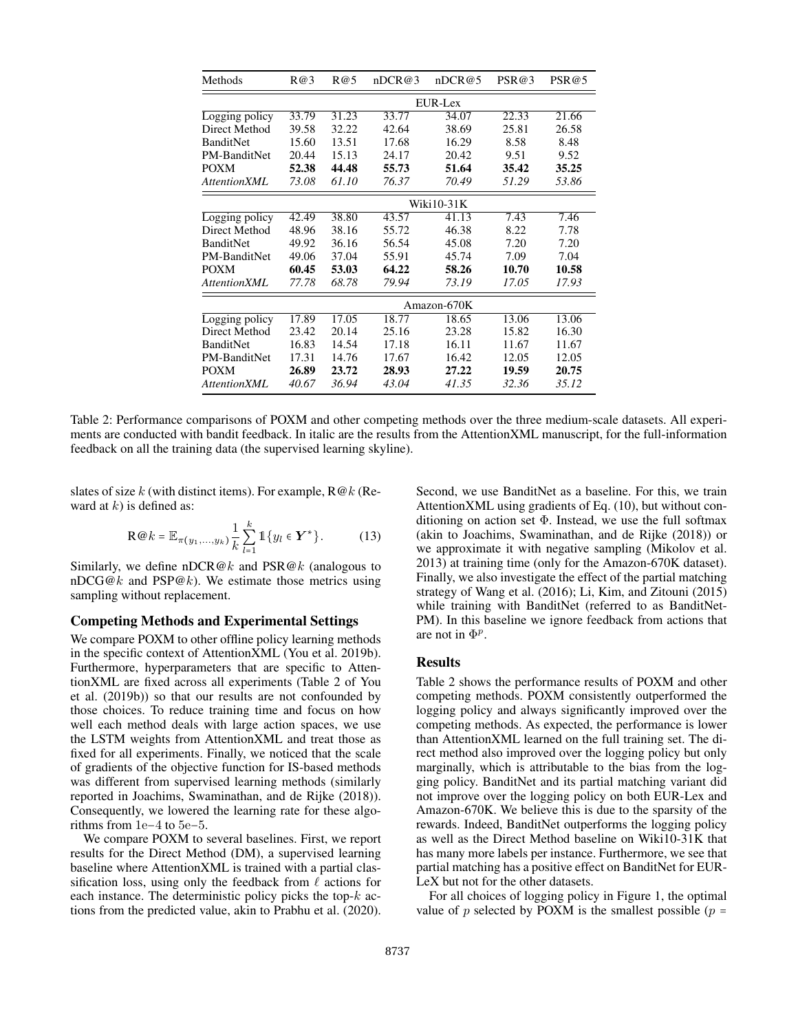| Methods | R@3 | R@5 | nDCR@3 | nDCR@5 | PSR@3 | PSR@5 |
|---|---|---|---|---|---|---|
| | | | EUR-Lex | | | |
| Logging policy | 33.79 | 31.23 | 33.77 | 34.07 | 22.33 | 21.66 |
| Direct Method | 39.58 | 32.22 | 42.64 | 38.69 | 25.81 | 26.58 |
| BanditNet | 15.60 | 13.51 | 17.68 | 16.29 | 8.58 | 8.48 |
| PM-BanditNet | 20.44 | 15.13 | 24.17 | 20.42 | 9.51 | 9.52 |
| POXM | **52.38** | **44.48** | **55.73** | **51.64** | **35.42** | **35.25** |
| *AttentionXML* | *73.08* | *61.10* | *76.37* | *70.49* | *51.29* | *53.86* |
| | | | Wiki10-31K | | | |
| Logging policy | 42.49 | 38.80 | 43.57 | 41.13 | 7.43 | 7.46 |
| Direct Method | 48.96 | 38.16 | 55.72 | 46.38 | 8.22 | 7.78 |
| BanditNet | 49.92 | 36.16 | 56.54 | 45.08 | 7.20 | 7.20 |
| PM-BanditNet | 49.06 | 37.04 | 55.91 | 45.74 | 7.09 | 7.04 |
| POXM | **60.45** | **53.03** | **64.22** | **58.26** | **10.70** | **10.58** |
| *AttentionXML* | *77.78* | *68.78* | *79.94* | *73.19* | *17.05* | *17.93* |
| | | | Amazon-670K | | | |
| Logging policy | 17.89 | 17.05 | 18.77 | 18.65 | 13.06 | 13.06 |
| Direct Method | 23.42 | 20.14 | 25.16 | 23.28 | 15.82 | 16.30 |
| BanditNet | 16.83 | 14.54 | 17.18 | 16.11 | 11.67 | 11.67 |
| PM-BanditNet | 17.31 | 14.76 | 17.67 | 16.42 | 12.05 | 12.05 |
| POXM | **26.89** | **23.72** | **28.93** | **27.22** | **19.59** | **20.75** |
| *AttentionXML* | *40.67* | *36.94* | *43.04* | *41.35* | *32.36* | *35.12* |

Table 2: Performance comparisons of POXM and other competing methods over the three medium-scale datasets. All experiments are conducted with bandit feedback. In italic are the results from the AttentionXML manuscript, for the full-information feedback on all the training data (the supervised learning skyline).

slates of size $k$ (with distinct items). For example, R@$k$ (Reward at $k$) is defined as:

$$\text{R@}k = \mathbb{E}_{\pi(y_1,\ldots,y_k)} \frac{1}{k} \sum_{l=1}^{k} \mathbb{1}\{y_l \in \boldsymbol{Y}^*\}. \tag{13}$$

Similarly, we define nDCR@$k$ and PSR@$k$ (analogous to nDCG@$k$ and PSP@$k$). We estimate those metrics using sampling without replacement.

### Competing Methods and Experimental Settings

We compare POXM to other offline policy learning methods in the specific context of AttentionXML (You et al. 2019b). Furthermore, hyperparameters that are specific to AttentionXML are fixed across all experiments (Table 2 of You et al. (2019b)) so that our results are not confounded by those choices. To reduce training time and focus on how well each method deals with large action spaces, we use the LSTM weights from AttentionXML and treat those as fixed for all experiments. Finally, we noticed that the scale of gradients of the objective function for IS-based methods was different from supervised learning methods (similarly reported in Joachims, Swaminathan, and de Rijke (2018)). Consequently, we lowered the learning rate for these algorithms from 1e−4 to 5e−5.

We compare POXM to several baselines. First, we report results for the Direct Method (DM), a supervised learning baseline where AttentionXML is trained with a partial classification loss, using only the feedback from $\ell$ actions for each instance. The deterministic policy picks the top-$k$ actions from the predicted value, akin to Prabhu et al. (2020). Second, we use BanditNet as a baseline. For this, we train AttentionXML using gradients of Eq. (10), but without conditioning on action set $\Phi$. Instead, we use the full softmax (akin to Joachims, Swaminathan, and de Rijke (2018)) or we approximate it with negative sampling (Mikolov et al. 2013) at training time (only for the Amazon-670K dataset). Finally, we also investigate the effect of the partial matching strategy of Wang et al. (2016); Li, Kim, and Zitouni (2015) while training with BanditNet (referred to as BanditNet-PM). In this baseline we ignore feedback from actions that are not in $\Phi^p$.

### Results

Table 2 shows the performance results of POXM and other competing methods. POXM consistently outperformed the logging policy and always significantly improved over the competing methods. As expected, the performance is lower than AttentionXML learned on the full training set. The direct method also improved over the logging policy but only marginally, which is attributable to the bias from the logging policy. BanditNet and its partial matching variant did not improve over the logging policy on both EUR-Lex and Amazon-670K. We believe this is due to the sparsity of the rewards. Indeed, BanditNet outperforms the logging policy as well as the Direct Method baseline on Wiki10-31K that has many more labels per instance. Furthermore, we see that partial matching has a positive effect on BanditNet for EUR-LeX but not for the other datasets.

For all choices of logging policy in Figure 1, the optimal value of $p$ selected by POXM is the smallest possible ($p$ =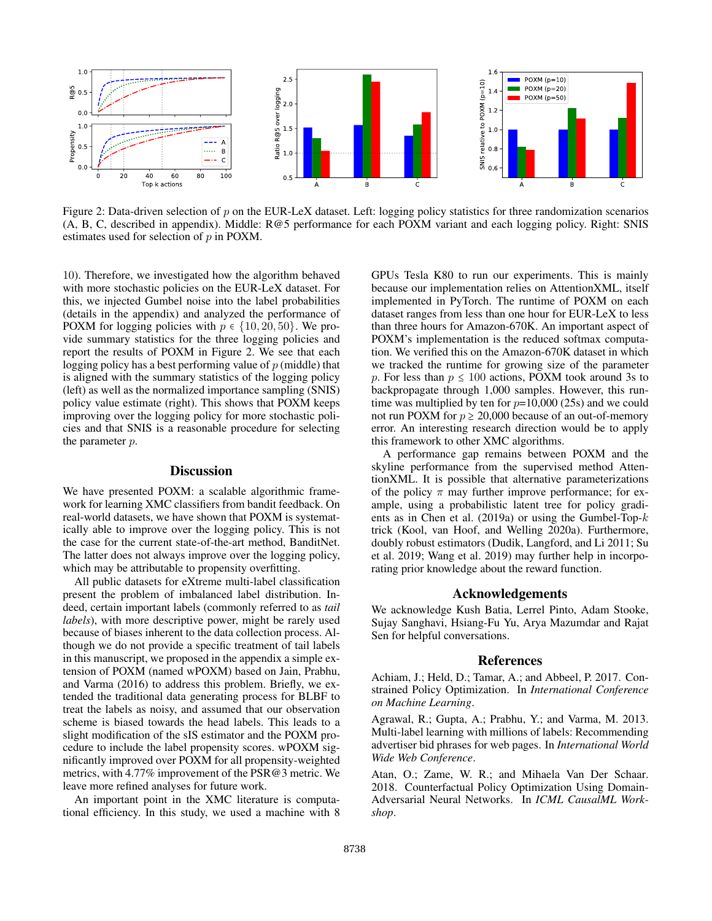Figure 2: Data-driven selection of $p$ on the EUR-LeX dataset. Left: logging policy statistics for three randomization scenarios (A, B, C, described in appendix). Middle: R@5 performance for each POXM variant and each logging policy. Right: SNIS estimates used for selection of $p$ in POXM.

10). Therefore, we investigated how the algorithm behaved with more stochastic policies on the EUR-LeX dataset. For this, we injected Gumbel noise into the label probabilities (details in the appendix) and analyzed the performance of POXM for logging policies with $p \in \{10, 20, 50\}$. We provide summary statistics for the three logging policies and report the results of POXM in Figure 2. We see that each logging policy has a best performing value of $p$ (middle) that is aligned with the summary statistics of the logging policy (left) as well as the normalized importance sampling (SNIS) policy value estimate (right). This shows that POXM keeps improving over the logging policy for more stochastic policies and that SNIS is a reasonable procedure for selecting the parameter $p$.

## Discussion

We have presented POXM: a scalable algorithmic framework for learning XMC classifiers from bandit feedback. On real-world datasets, we have shown that POXM is systematically able to improve over the logging policy. This is not the case for the current state-of-the-art method, BanditNet. The latter does not always improve over the logging policy, which may be attributable to propensity overfitting.

All public datasets for eXtreme multi-label classification present the problem of imbalanced label distribution. Indeed, certain important labels (commonly referred to as *tail labels*), with more descriptive power, might be rarely used because of biases inherent to the data collection process. Although we do not provide a specific treatment of tail labels in this manuscript, we proposed in the appendix a simple extension of POXM (named wPOXM) based on Jain, Prabhu, and Varma (2016) to address this problem. Briefly, we extended the traditional data generating process for BLBF to treat the labels as noisy, and assumed that our observation scheme is biased towards the head labels. This leads to a slight modification of the sIS estimator and the POXM procedure to include the label propensity scores. wPOXM significantly improved over POXM for all propensity-weighted metrics, with 4.77% improvement of the PSR@3 metric. We leave more refined analyses for future work.

An important point in the XMC literature is computational efficiency. In this study, we used a machine with 8 GPUs Tesla K80 to run our experiments. This is mainly because our implementation relies on AttentionXML, itself implemented in PyTorch. The runtime of POXM on each dataset ranges from less than one hour for EUR-LeX to less than three hours for Amazon-670K. An important aspect of POXM's implementation is the reduced softmax computation. We verified this on the Amazon-670K dataset in which we tracked the runtime for growing size of the parameter $p$. For less than $p \leq 100$ actions, POXM took around 3s to backpropagate through 1,000 samples. However, this runtime was multiplied by ten for $p$=10,000 (25s) and we could not run POXM for $p \geq$ 20,000 because of an out-of-memory error. An interesting research direction would be to apply this framework to other XMC algorithms.

A performance gap remains between POXM and the skyline performance from the supervised method AttentionXML. It is possible that alternative parameterizations of the policy $\pi$ may further improve performance; for example, using a probabilistic latent tree for policy gradients as in Chen et al. (2019a) or using the Gumbel-Top-$k$ trick (Kool, van Hoof, and Welling 2020a). Furthermore, doubly robust estimators (Dudik, Langford, and Li 2011; Su et al. 2019; Wang et al. 2019) may further help in incorporating prior knowledge about the reward function.

## Acknowledgements

We acknowledge Kush Batia, Lerrel Pinto, Adam Stooke, Sujay Sanghavi, Hsiang-Fu Yu, Arya Mazumdar and Rajat Sen for helpful conversations.

## References

Achiam, J.; Held, D.; Tamar, A.; and Abbeel, P. 2017. Constrained Policy Optimization. In *International Conference on Machine Learning*.

Agrawal, R.; Gupta, A.; Prabhu, Y.; and Varma, M. 2013. Multi-label learning with millions of labels: Recommending advertiser bid phrases for web pages. In *International World Wide Web Conference*.

Atan, O.; Zame, W. R.; and Mihaela Van Der Schaar. 2018. Counterfactual Policy Optimization Using Domain-Adversarial Neural Networks. In *ICML CausalML Workshop*.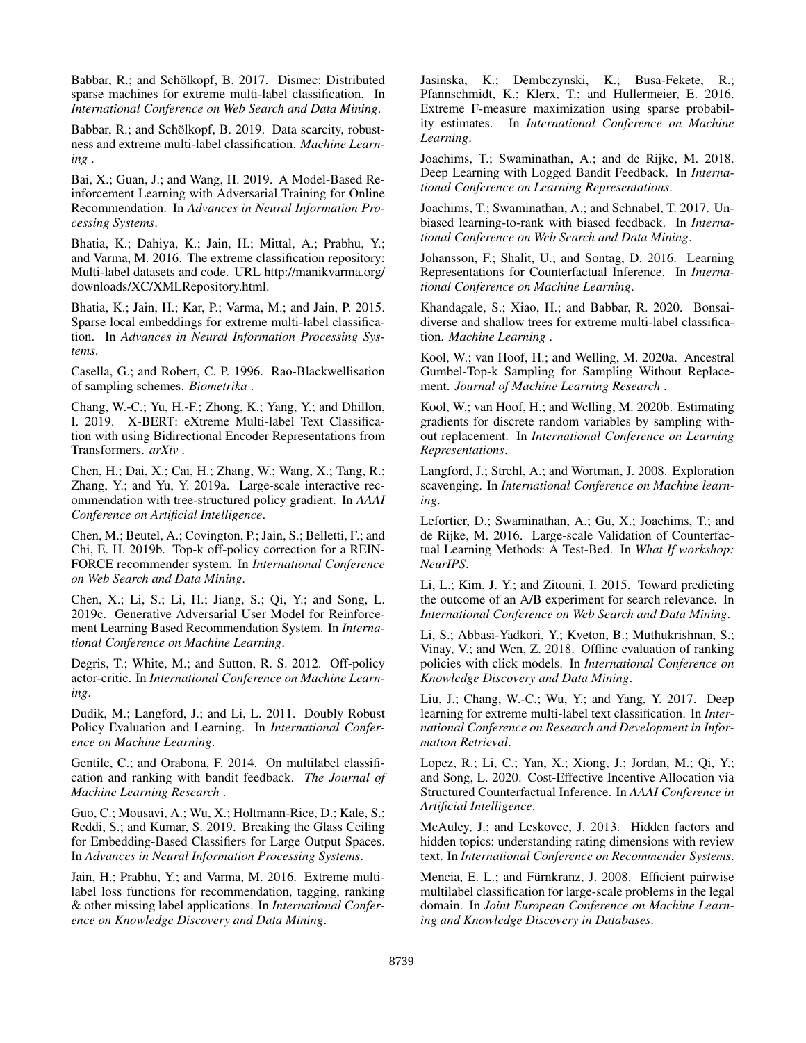Babbar, R.; and Schölkopf, B. 2017. Dismec: Distributed sparse machines for extreme multi-label classification. In *International Conference on Web Search and Data Mining*.

Babbar, R.; and Schölkopf, B. 2019. Data scarcity, robustness and extreme multi-label classification. *Machine Learning* .

Bai, X.; Guan, J.; and Wang, H. 2019. A Model-Based Reinforcement Learning with Adversarial Training for Online Recommendation. In *Advances in Neural Information Processing Systems*.

Bhatia, K.; Dahiya, K.; Jain, H.; Mittal, A.; Prabhu, Y.; and Varma, M. 2016. The extreme classification repository: Multi-label datasets and code. URL http://manikvarma.org/downloads/XC/XMLRepository.html.

Bhatia, K.; Jain, H.; Kar, P.; Varma, M.; and Jain, P. 2015. Sparse local embeddings for extreme multi-label classification. In *Advances in Neural Information Processing Systems*.

Casella, G.; and Robert, C. P. 1996. Rao-Blackwellisation of sampling schemes. *Biometrika* .

Chang, W.-C.; Yu, H.-F.; Zhong, K.; Yang, Y.; and Dhillon, I. 2019. X-BERT: eXtreme Multi-label Text Classification with using Bidirectional Encoder Representations from Transformers. *arXiv* .

Chen, H.; Dai, X.; Cai, H.; Zhang, W.; Wang, X.; Tang, R.; Zhang, Y.; and Yu, Y. 2019a. Large-scale interactive recommendation with tree-structured policy gradient. In *AAAI Conference on Artificial Intelligence*.

Chen, M.; Beutel, A.; Covington, P.; Jain, S.; Belletti, F.; and Chi, E. H. 2019b. Top-k off-policy correction for a REINFORCE recommender system. In *International Conference on Web Search and Data Mining*.

Chen, X.; Li, S.; Li, H.; Jiang, S.; Qi, Y.; and Song, L. 2019c. Generative Adversarial User Model for Reinforcement Learning Based Recommendation System. In *International Conference on Machine Learning*.

Degris, T.; White, M.; and Sutton, R. S. 2012. Off-policy actor-critic. In *International Conference on Machine Learning*.

Dudik, M.; Langford, J.; and Li, L. 2011. Doubly Robust Policy Evaluation and Learning. In *International Conference on Machine Learning*.

Gentile, C.; and Orabona, F. 2014. On multilabel classification and ranking with bandit feedback. *The Journal of Machine Learning Research* .

Guo, C.; Mousavi, A.; Wu, X.; Holtmann-Rice, D.; Kale, S.; Reddi, S.; and Kumar, S. 2019. Breaking the Glass Ceiling for Embedding-Based Classifiers for Large Output Spaces. In *Advances in Neural Information Processing Systems*.

Jain, H.; Prabhu, Y.; and Varma, M. 2016. Extreme multi-label loss functions for recommendation, tagging, ranking & other missing label applications. In *International Conference on Knowledge Discovery and Data Mining*.

Jasinska, K.; Dembczynski, K.; Busa-Fekete, R.; Pfannschmidt, K.; Klerx, T.; and Hullermeier, E. 2016. Extreme F-measure maximization using sparse probability estimates. In *International Conference on Machine Learning*.

Joachims, T.; Swaminathan, A.; and de Rijke, M. 2018. Deep Learning with Logged Bandit Feedback. In *International Conference on Learning Representations*.

Joachims, T.; Swaminathan, A.; and Schnabel, T. 2017. Unbiased learning-to-rank with biased feedback. In *International Conference on Web Search and Data Mining*.

Johansson, F.; Shalit, U.; and Sontag, D. 2016. Learning Representations for Counterfactual Inference. In *International Conference on Machine Learning*.

Khandagale, S.; Xiao, H.; and Babbar, R. 2020. Bonsai-diverse and shallow trees for extreme multi-label classification. *Machine Learning* .

Kool, W.; van Hoof, H.; and Welling, M. 2020a. Ancestral Gumbel-Top-k Sampling for Sampling Without Replacement. *Journal of Machine Learning Research* .

Kool, W.; van Hoof, H.; and Welling, M. 2020b. Estimating gradients for discrete random variables by sampling without replacement. In *International Conference on Learning Representations*.

Langford, J.; Strehl, A.; and Wortman, J. 2008. Exploration scavenging. In *International Conference on Machine learning*.

Lefortier, D.; Swaminathan, A.; Gu, X.; Joachims, T.; and de Rijke, M. 2016. Large-scale Validation of Counterfactual Learning Methods: A Test-Bed. In *What If workshop: NeurIPS*.

Li, L.; Kim, J. Y.; and Zitouni, I. 2015. Toward predicting the outcome of an A/B experiment for search relevance. In *International Conference on Web Search and Data Mining*.

Li, S.; Abbasi-Yadkori, Y.; Kveton, B.; Muthukrishnan, S.; Vinay, V.; and Wen, Z. 2018. Offline evaluation of ranking policies with click models. In *International Conference on Knowledge Discovery and Data Mining*.

Liu, J.; Chang, W.-C.; Wu, Y.; and Yang, Y. 2017. Deep learning for extreme multi-label text classification. In *International Conference on Research and Development in Information Retrieval*.

Lopez, R.; Li, C.; Yan, X.; Xiong, J.; Jordan, M.; Qi, Y.; and Song, L. 2020. Cost-Effective Incentive Allocation via Structured Counterfactual Inference. In *AAAI Conference in Artificial Intelligence*.

McAuley, J.; and Leskovec, J. 2013. Hidden factors and hidden topics: understanding rating dimensions with review text. In *International Conference on Recommender Systems*.

Mencia, E. L.; and Fürnkranz, J. 2008. Efficient pairwise multilabel classification for large-scale problems in the legal domain. In *Joint European Conference on Machine Learning and Knowledge Discovery in Databases*.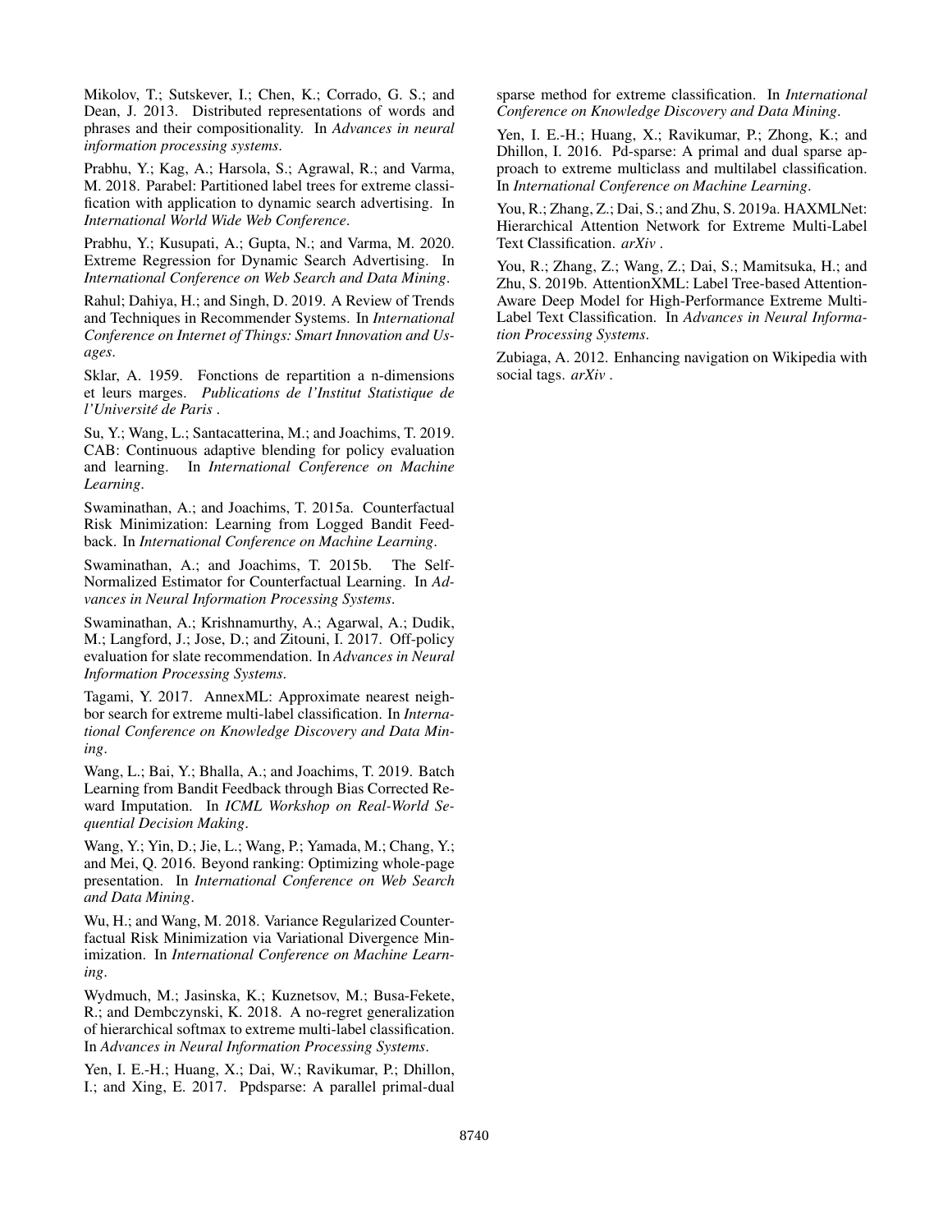Mikolov, T.; Sutskever, I.; Chen, K.; Corrado, G. S.; and Dean, J. 2013. Distributed representations of words and phrases and their compositionality. In *Advances in neural information processing systems*.

Prabhu, Y.; Kag, A.; Harsola, S.; Agrawal, R.; and Varma, M. 2018. Parabel: Partitioned label trees for extreme classification with application to dynamic search advertising. In *International World Wide Web Conference*.

Prabhu, Y.; Kusupati, A.; Gupta, N.; and Varma, M. 2020. Extreme Regression for Dynamic Search Advertising. In *International Conference on Web Search and Data Mining*.

Rahul; Dahiya, H.; and Singh, D. 2019. A Review of Trends and Techniques in Recommender Systems. In *International Conference on Internet of Things: Smart Innovation and Usages*.

Sklar, A. 1959. Fonctions de repartition a n-dimensions et leurs marges. *Publications de l'Institut Statistique de l'Université de Paris* .

Su, Y.; Wang, L.; Santacatterina, M.; and Joachims, T. 2019. CAB: Continuous adaptive blending for policy evaluation and learning. In *International Conference on Machine Learning*.

Swaminathan, A.; and Joachims, T. 2015a. Counterfactual Risk Minimization: Learning from Logged Bandit Feedback. In *International Conference on Machine Learning*.

Swaminathan, A.; and Joachims, T. 2015b. The Self-Normalized Estimator for Counterfactual Learning. In *Advances in Neural Information Processing Systems*.

Swaminathan, A.; Krishnamurthy, A.; Agarwal, A.; Dudik, M.; Langford, J.; Jose, D.; and Zitouni, I. 2017. Off-policy evaluation for slate recommendation. In *Advances in Neural Information Processing Systems*.

Tagami, Y. 2017. AnnexML: Approximate nearest neighbor search for extreme multi-label classification. In *International Conference on Knowledge Discovery and Data Mining*.

Wang, L.; Bai, Y.; Bhalla, A.; and Joachims, T. 2019. Batch Learning from Bandit Feedback through Bias Corrected Reward Imputation. In *ICML Workshop on Real-World Sequential Decision Making*.

Wang, Y.; Yin, D.; Jie, L.; Wang, P.; Yamada, M.; Chang, Y.; and Mei, Q. 2016. Beyond ranking: Optimizing whole-page presentation. In *International Conference on Web Search and Data Mining*.

Wu, H.; and Wang, M. 2018. Variance Regularized Counterfactual Risk Minimization via Variational Divergence Minimization. In *International Conference on Machine Learning*.

Wydmuch, M.; Jasinska, K.; Kuznetsov, M.; Busa-Fekete, R.; and Dembczynski, K. 2018. A no-regret generalization of hierarchical softmax to extreme multi-label classification. In *Advances in Neural Information Processing Systems*.

Yen, I. E.-H.; Huang, X.; Dai, W.; Ravikumar, P.; Dhillon, I.; and Xing, E. 2017. Ppdsparse: A parallel primal-dual sparse method for extreme classification. In *International Conference on Knowledge Discovery and Data Mining*.

Yen, I. E.-H.; Huang, X.; Ravikumar, P.; Zhong, K.; and Dhillon, I. 2016. Pd-sparse: A primal and dual sparse approach to extreme multiclass and multilabel classification. In *International Conference on Machine Learning*.

You, R.; Zhang, Z.; Dai, S.; and Zhu, S. 2019a. HAXMLNet: Hierarchical Attention Network for Extreme Multi-Label Text Classification. *arXiv* .

You, R.; Zhang, Z.; Wang, Z.; Dai, S.; Mamitsuka, H.; and Zhu, S. 2019b. AttentionXML: Label Tree-based Attention-Aware Deep Model for High-Performance Extreme Multi-Label Text Classification. In *Advances in Neural Information Processing Systems*.

Zubiaga, A. 2012. Enhancing navigation on Wikipedia with social tags. *arXiv* .